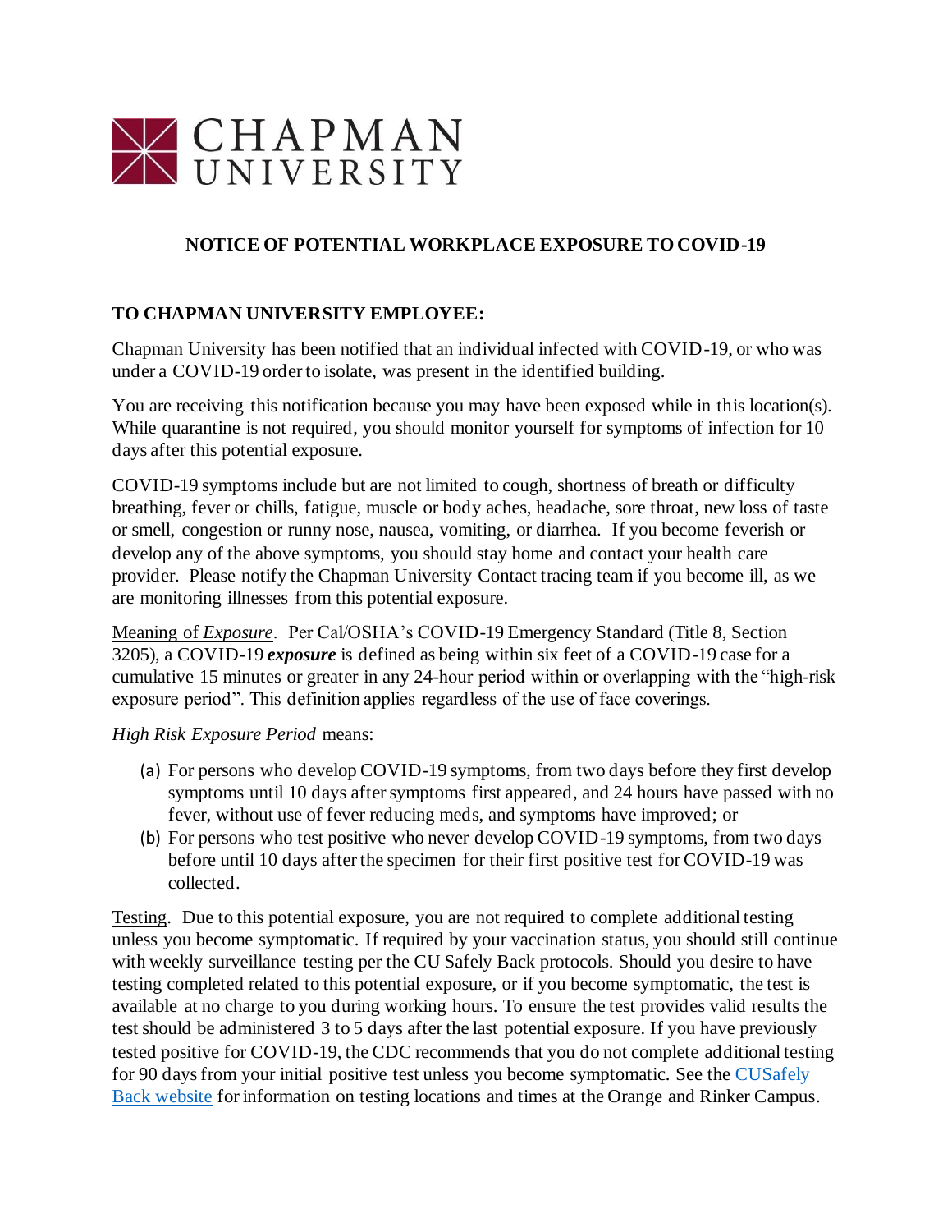CHAPMAN UNIVERSITY

## NOTICE OF POTENTIAL WORKPLACE EXPOSURE TO COVID-19

**TO CHAPMAN UNIVERSITY EMPLOYEE:**

Chapman University has been notified that an individual infected with COVID-19, or who was under a COVID-19 order to isolate, was present in the identified building.

You are receiving this notification because you may have been exposed while in this location(s). While quarantine is not required, you should monitor yourself for symptoms of infection for 10 days after this potential exposure.

COVID-19 symptoms include but are not limited to cough, shortness of breath or difficulty breathing, fever or chills, fatigue, muscle or body aches, headache, sore throat, new loss of taste or smell, congestion or runny nose, nausea, vomiting, or diarrhea. If you become feverish or develop any of the above symptoms, you should stay home and contact your health care provider. Please notify the Chapman University Contact tracing team if you become ill, as we are monitoring illnesses from this potential exposure.

Meaning of *Exposure*. Per Cal/OSHA's COVID-19 Emergency Standard (Title 8, Section 3205), a COVID-19 ***exposure*** is defined as being within six feet of a COVID-19 case for a cumulative 15 minutes or greater in any 24-hour period within or overlapping with the "high-risk exposure period". This definition applies regardless of the use of face coverings.

*High Risk Exposure Period* means:

(a) For persons who develop COVID-19 symptoms, from two days before they first develop symptoms until 10 days after symptoms first appeared, and 24 hours have passed with no fever, without use of fever reducing meds, and symptoms have improved; or
(b) For persons who test positive who never develop COVID-19 symptoms, from two days before until 10 days after the specimen for their first positive test for COVID-19 was collected.

Testing. Due to this potential exposure, you are not required to complete additional testing unless you become symptomatic. If required by your vaccination status, you should still continue with weekly surveillance testing per the CU Safely Back protocols. Should you desire to have testing completed related to this potential exposure, or if you become symptomatic, the test is available at no charge to you during working hours. To ensure the test provides valid results the test should be administered 3 to 5 days after the last potential exposure. If you have previously tested positive for COVID-19, the CDC recommends that you do not complete additional testing for 90 days from your initial positive test unless you become symptomatic. See the CUSafely Back website for information on testing locations and times at the Orange and Rinker Campus.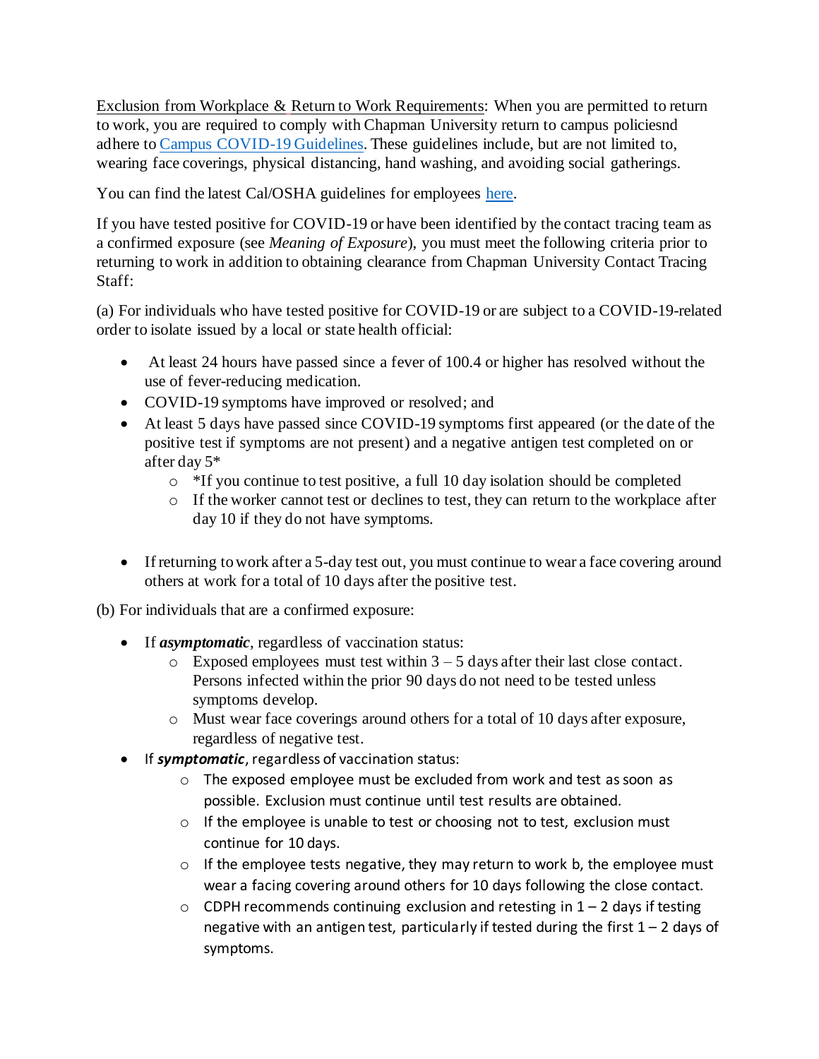<u>Exclusion from Workplace</u> & <u>Return to Work Requirements</u>: When you are permitted to return to work, you are required to comply with Chapman University return to campus policiesnd adhere to [Campus COVID-19 Guidelines](). These guidelines include, but are not limited to, wearing face coverings, physical distancing, hand washing, and avoiding social gatherings.

You can find the latest Cal/OSHA guidelines for employees [here]().

If you have tested positive for COVID-19 or have been identified by the contact tracing team as a confirmed exposure (see *Meaning of Exposure*), you must meet the following criteria prior to returning to work in addition to obtaining clearance from Chapman University Contact Tracing Staff:

(a) For individuals who have tested positive for COVID-19 or are subject to a COVID-19-related order to isolate issued by a local or state health official:

- At least 24 hours have passed since a fever of 100.4 or higher has resolved without the use of fever-reducing medication.
- COVID-19 symptoms have improved or resolved; and
- At least 5 days have passed since COVID-19 symptoms first appeared (or the date of the positive test if symptoms are not present) and a negative antigen test completed on or after day 5*
  - *If you continue to test positive, a full 10 day isolation should be completed
  - If the worker cannot test or declines to test, they can return to the workplace after day 10 if they do not have symptoms.

- If returning to work after a 5-day test out, you must continue to wear a face covering around others at work for a total of 10 days after the positive test.

(b) For individuals that are a confirmed exposure:

- If ***asymptomatic***, regardless of vaccination status:
  - Exposed employees must test within 3 – 5 days after their last close contact. Persons infected within the prior 90 days do not need to be tested unless symptoms develop.
  - Must wear face coverings around others for a total of 10 days after exposure, regardless of negative test.
- If ***symptomatic***, regardless of vaccination status:
  - The exposed employee must be excluded from work and test as soon as possible. Exclusion must continue until test results are obtained.
  - If the employee is unable to test or choosing not to test, exclusion must continue for 10 days.
  - If the employee tests negative, they may return to work b, the employee must wear a facing covering around others for 10 days following the close contact.
  - CDPH recommends continuing exclusion and retesting in 1 – 2 days if testing negative with an antigen test, particularly if tested during the first 1 – 2 days of symptoms.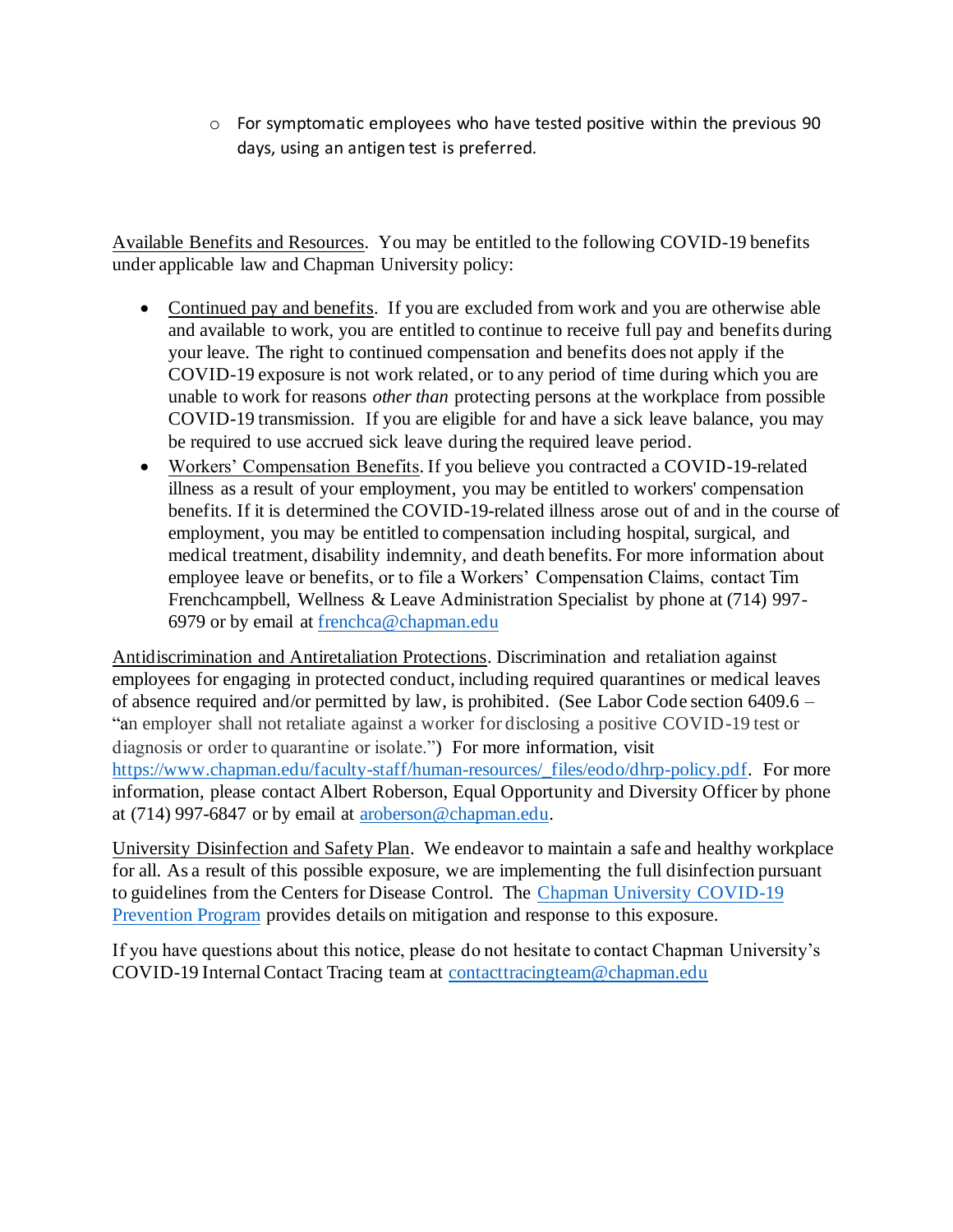- For symptomatic employees who have tested positive within the previous 90 days, using an antigen test is preferred.

Available Benefits and Resources. You may be entitled to the following COVID-19 benefits under applicable law and Chapman University policy:

- Continued pay and benefits. If you are excluded from work and you are otherwise able and available to work, you are entitled to continue to receive full pay and benefits during your leave. The right to continued compensation and benefits does not apply if the COVID-19 exposure is not work related, or to any period of time during which you are unable to work for reasons *other than* protecting persons at the workplace from possible COVID-19 transmission. If you are eligible for and have a sick leave balance, you may be required to use accrued sick leave during the required leave period.
- Workers' Compensation Benefits. If you believe you contracted a COVID-19-related illness as a result of your employment, you may be entitled to workers' compensation benefits. If it is determined the COVID-19-related illness arose out of and in the course of employment, you may be entitled to compensation including hospital, surgical, and medical treatment, disability indemnity, and death benefits. For more information about employee leave or benefits, or to file a Workers' Compensation Claims, contact Tim Frenchcampbell, Wellness & Leave Administration Specialist by phone at (714) 997-6979 or by email at frenchca@chapman.edu

Antidiscrimination and Antiretaliation Protections. Discrimination and retaliation against employees for engaging in protected conduct, including required quarantines or medical leaves of absence required and/or permitted by law, is prohibited. (See Labor Code section 6409.6 – "an employer shall not retaliate against a worker for disclosing a positive COVID-19 test or diagnosis or order to quarantine or isolate.") For more information, visit https://www.chapman.edu/faculty-staff/human-resources/_files/eodo/dhrp-policy.pdf. For more information, please contact Albert Roberson, Equal Opportunity and Diversity Officer by phone at (714) 997-6847 or by email at aroberson@chapman.edu.

University Disinfection and Safety Plan. We endeavor to maintain a safe and healthy workplace for all. As a result of this possible exposure, we are implementing the full disinfection pursuant to guidelines from the Centers for Disease Control. The Chapman University COVID-19 Prevention Program provides details on mitigation and response to this exposure.

If you have questions about this notice, please do not hesitate to contact Chapman University's COVID-19 Internal Contact Tracing team at contacttracingteam@chapman.edu